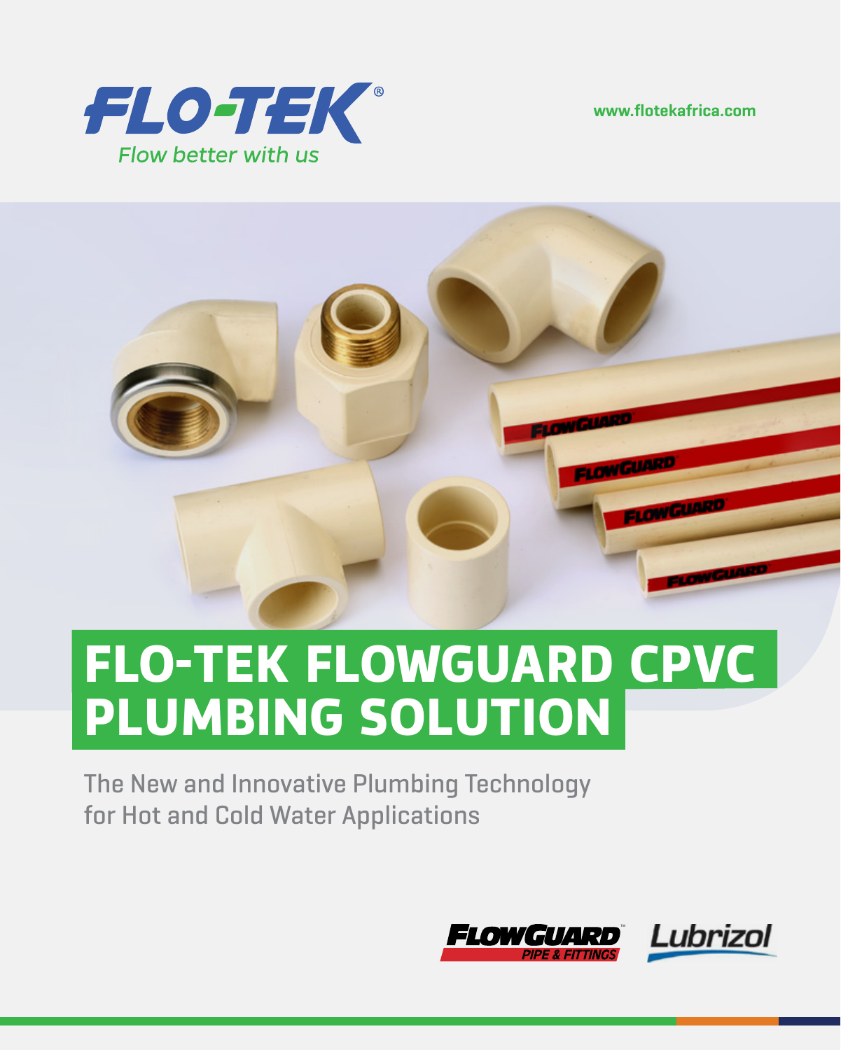FLO-TEK®

*Flow better with us*

www.flotekafrica.com

# FLO-TEK FLOWGUARD CPVC PLUMBING SOLUTION

The New and Innovative Plumbing Technology for Hot and Cold Water Applications

FLOWGUARD™ PIPE & FITTINGS

Lubrizol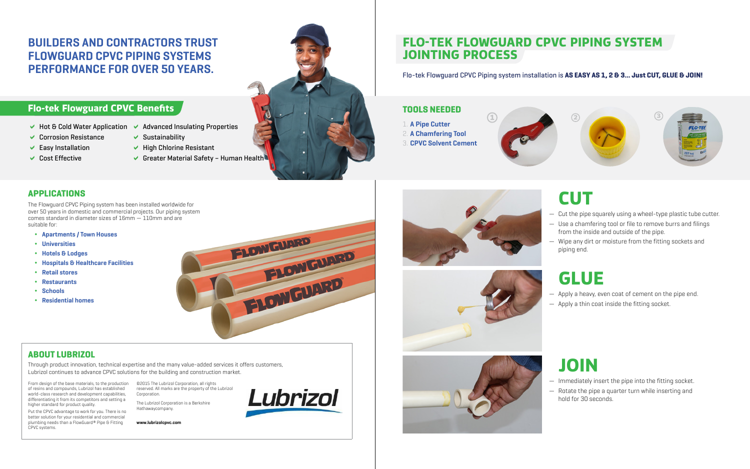# BUILDERS AND CONTRACTORS TRUST FLOWGUARD CPVC PIPING SYSTEMS PERFORMANCE FOR OVER 50 YEARS.

## Flo-tek Flowguard CPVC Benefits

- Hot & Cold Water Application
- Corrosion Resistance
- Easy Installation
- Cost Effective
- Advanced Insulating Properties
- Sustainability
- High Chlorine Resistant
- Greater Material Safety – Human Health

## APPLICATIONS

The Flowguard CPVC Piping system has been installed worldwide for over 50 years in domestic and commercial projects. Our piping system comes standard in diameter sizes of 16mm — 110mm and are suitable for:

- **Apartments / Town Houses**
- **Universities**
- **Hotels & Lodges**
- **Hospitals & Healthcare Facilities**
- **Retail stores**
- **Restaurants**
- **Schools**
- **Residential homes**

## ABOUT LUBRIZOL

Through product innovation, technical expertise and the many value-added services it offers customers, Lubrizol continues to advance CPVC solutions for the building and construction market.

From design of the base materials, to the production of resins and compounds, Lubrizol has established world-class research and development capabilities, differentiating it from its competitors and setting a higher standard for product quality.

Put the CPVC advantage to work for you. There is no better solution for your residential and commercial plumbing needs than a FlowGuard® Pipe & Fitting CPVC systems.

©2015 The Lubrizol Corporation, all rights reserved. All marks are the property of the Lubrizol Corporation.

The Lubrizol Corporation is a Berkshire Hathawaycompany.

**www.lubrizolcpvc.com**

# FLO-TEK FLOWGUARD CPVC PIPING SYSTEM JOINTING PROCESS

Flo-tek Flowguard CPVC Piping system installation is **AS EASY AS 1, 2 & 3... Just CUT, GLUE & JOIN!**

## TOOLS NEEDED

1. **A Pipe Cutter**
2. **A Chamfering Tool**
3. **CPVC Solvent Cement**

## CUT

- Cut the pipe squarely using a wheel-type plastic tube cutter.
- Use a chamfering tool or file to remove burrs and filings from the inside and outside of the pipe.
- Wipe any dirt or moisture from the fitting sockets and piping end.

## GLUE

- Apply a heavy, even coat of cement on the pipe end.
- Apply a thin coat inside the fitting socket.

## JOIN

- Immediately insert the pipe into the fitting socket.
- Rotate the pipe a quarter turn while inserting and hold for 30 seconds.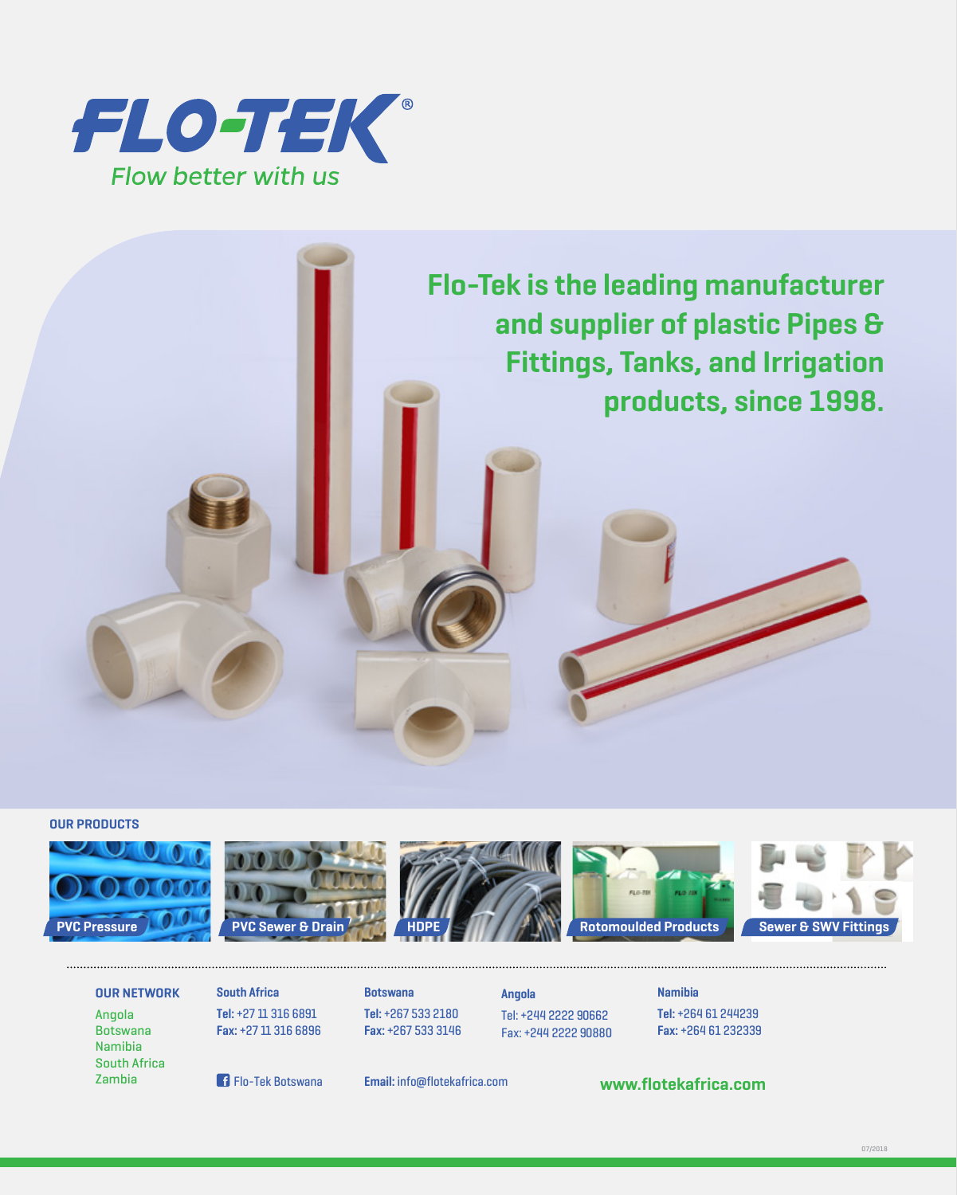# FLO-TEK®

*Flow better with us*

## Flo-Tek is the leading manufacturer and supplier of plastic Pipes & Fittings, Tanks, and Irrigation products, since 1998.

### OUR PRODUCTS

- PVC Pressure
- PVC Sewer & Drain
- HDPE
- Rotomoulded Products
- Sewer & SWV Fittings

---

**OUR NETWORK**

Angola
Botswana
Namibia
South Africa
Zambia

**South Africa**
**Tel:** +27 11 316 6891
**Fax:** +27 11 316 6896

**Botswana**
**Tel:** +267 533 2180
**Fax:** +267 533 3146

**Angola**
Tel: +244 2222 90662
Fax: +244 2222 90880

**Namibia**
**Tel:** +264 61 244239
**Fax:** +264 61 232339

Flo-Tek Botswana

**Email:** info@flotekafrica.com

**www.flotekafrica.com**

07/2018